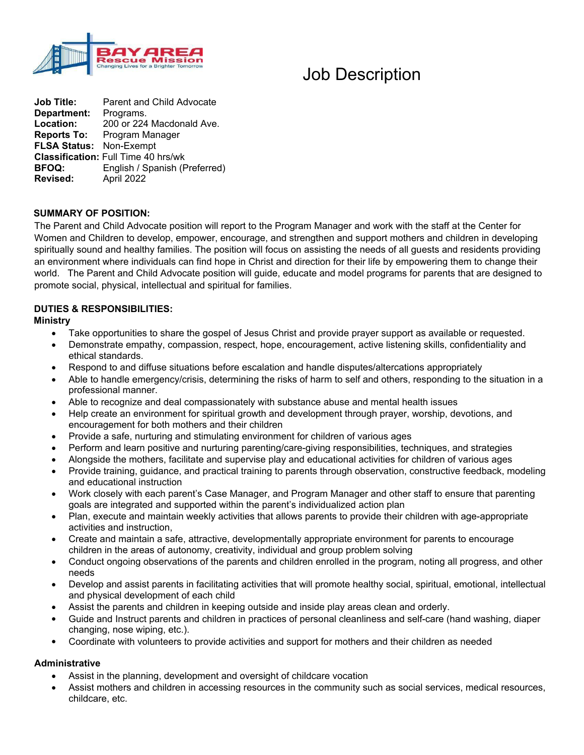BAY AREA Rescue Mission
Changing Lives for a Brighter Tomorrow

# Job Description

**Job Title:** Parent and Child Advocate
**Department:** Programs.
**Location:** 200 or 224 Macdonald Ave.
**Reports To:** Program Manager
**FLSA Status:** Non-Exempt
**Classification:** Full Time 40 hrs/wk
**BFOQ:** English / Spanish (Preferred)
**Revised:** April 2022

## SUMMARY OF POSITION:

The Parent and Child Advocate position will report to the Program Manager and work with the staff at the Center for Women and Children to develop, empower, encourage, and strengthen and support mothers and children in developing spiritually sound and healthy families. The position will focus on assisting the needs of all guests and residents providing an environment where individuals can find hope in Christ and direction for their life by empowering them to change their world. The Parent and Child Advocate position will guide, educate and model programs for parents that are designed to promote social, physical, intellectual and spiritual for families.

## DUTIES & RESPONSIBILITIES:

### Ministry

- Take opportunities to share the gospel of Jesus Christ and provide prayer support as available or requested.
- Demonstrate empathy, compassion, respect, hope, encouragement, active listening skills, confidentiality and ethical standards.
- Respond to and diffuse situations before escalation and handle disputes/altercations appropriately
- Able to handle emergency/crisis, determining the risks of harm to self and others, responding to the situation in a professional manner.
- Able to recognize and deal compassionately with substance abuse and mental health issues
- Help create an environment for spiritual growth and development through prayer, worship, devotions, and encouragement for both mothers and their children
- Provide a safe, nurturing and stimulating environment for children of various ages
- Perform and learn positive and nurturing parenting/care-giving responsibilities, techniques, and strategies
- Alongside the mothers, facilitate and supervise play and educational activities for children of various ages
- Provide training, guidance, and practical training to parents through observation, constructive feedback, modeling and educational instruction
- Work closely with each parent's Case Manager, and Program Manager and other staff to ensure that parenting goals are integrated and supported within the parent's individualized action plan
- Plan, execute and maintain weekly activities that allows parents to provide their children with age-appropriate activities and instruction,
- Create and maintain a safe, attractive, developmentally appropriate environment for parents to encourage children in the areas of autonomy, creativity, individual and group problem solving
- Conduct ongoing observations of the parents and children enrolled in the program, noting all progress, and other needs
- Develop and assist parents in facilitating activities that will promote healthy social, spiritual, emotional, intellectual and physical development of each child
- Assist the parents and children in keeping outside and inside play areas clean and orderly.
- Guide and Instruct parents and children in practices of personal cleanliness and self-care (hand washing, diaper changing, nose wiping, etc.).
- Coordinate with volunteers to provide activities and support for mothers and their children as needed

### Administrative

- Assist in the planning, development and oversight of childcare vocation
- Assist mothers and children in accessing resources in the community such as social services, medical resources, childcare, etc.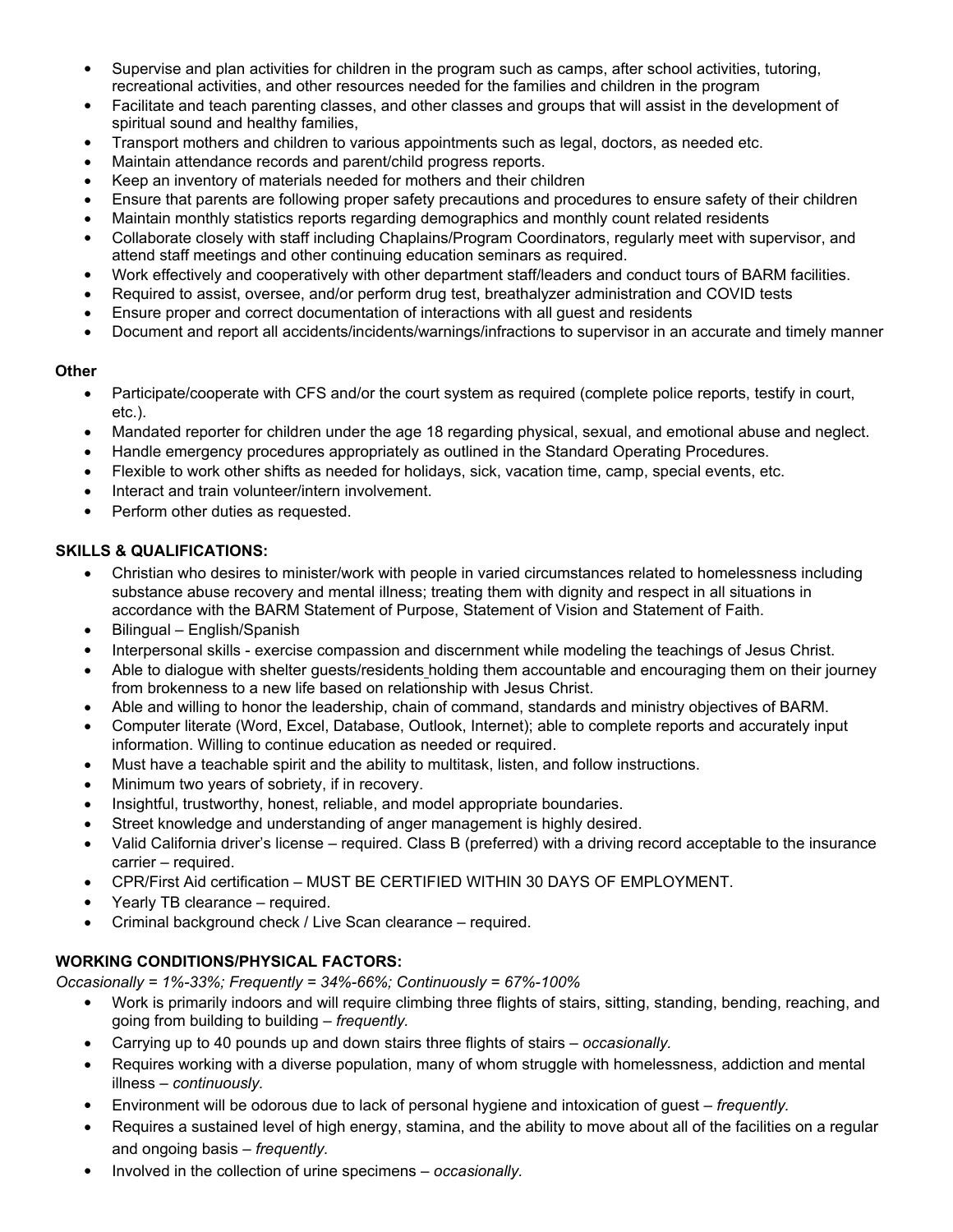- Supervise and plan activities for children in the program such as camps, after school activities, tutoring, recreational activities, and other resources needed for the families and children in the program
- Facilitate and teach parenting classes, and other classes and groups that will assist in the development of spiritual sound and healthy families,
- Transport mothers and children to various appointments such as legal, doctors, as needed etc.
- Maintain attendance records and parent/child progress reports.
- Keep an inventory of materials needed for mothers and their children
- Ensure that parents are following proper safety precautions and procedures to ensure safety of their children
- Maintain monthly statistics reports regarding demographics and monthly count related residents
- Collaborate closely with staff including Chaplains/Program Coordinators, regularly meet with supervisor, and attend staff meetings and other continuing education seminars as required.
- Work effectively and cooperatively with other department staff/leaders and conduct tours of BARM facilities.
- Required to assist, oversee, and/or perform drug test, breathalyzer administration and COVID tests
- Ensure proper and correct documentation of interactions with all guest and residents
- Document and report all accidents/incidents/warnings/infractions to supervisor in an accurate and timely manner

**Other**

- Participate/cooperate with CFS and/or the court system as required (complete police reports, testify in court, etc.).
- Mandated reporter for children under the age 18 regarding physical, sexual, and emotional abuse and neglect.
- Handle emergency procedures appropriately as outlined in the Standard Operating Procedures.
- Flexible to work other shifts as needed for holidays, sick, vacation time, camp, special events, etc.
- Interact and train volunteer/intern involvement.
- Perform other duties as requested.

**SKILLS & QUALIFICATIONS:**

- Christian who desires to minister/work with people in varied circumstances related to homelessness including substance abuse recovery and mental illness; treating them with dignity and respect in all situations in accordance with the BARM Statement of Purpose, Statement of Vision and Statement of Faith.
- Bilingual – English/Spanish
- Interpersonal skills - exercise compassion and discernment while modeling the teachings of Jesus Christ.
- Able to dialogue with shelter guests/residents holding them accountable and encouraging them on their journey from brokenness to a new life based on relationship with Jesus Christ.
- Able and willing to honor the leadership, chain of command, standards and ministry objectives of BARM.
- Computer literate (Word, Excel, Database, Outlook, Internet); able to complete reports and accurately input information. Willing to continue education as needed or required.
- Must have a teachable spirit and the ability to multitask, listen, and follow instructions.
- Minimum two years of sobriety, if in recovery.
- Insightful, trustworthy, honest, reliable, and model appropriate boundaries.
- Street knowledge and understanding of anger management is highly desired.
- Valid California driver's license – required. Class B (preferred) with a driving record acceptable to the insurance carrier – required.
- CPR/First Aid certification – MUST BE CERTIFIED WITHIN 30 DAYS OF EMPLOYMENT.
- Yearly TB clearance – required.
- Criminal background check / Live Scan clearance – required.

**WORKING CONDITIONS/PHYSICAL FACTORS:**

*Occasionally = 1%-33%; Frequently = 34%-66%; Continuously = 67%-100%*

- Work is primarily indoors and will require climbing three flights of stairs, sitting, standing, bending, reaching, and going from building to building – *frequently.*
- Carrying up to 40 pounds up and down stairs three flights of stairs – *occasionally.*
- Requires working with a diverse population, many of whom struggle with homelessness, addiction and mental illness – *continuously.*
- Environment will be odorous due to lack of personal hygiene and intoxication of guest – *frequently.*
- Requires a sustained level of high energy, stamina, and the ability to move about all of the facilities on a regular and ongoing basis – *frequently.*
- Involved in the collection of urine specimens – *occasionally.*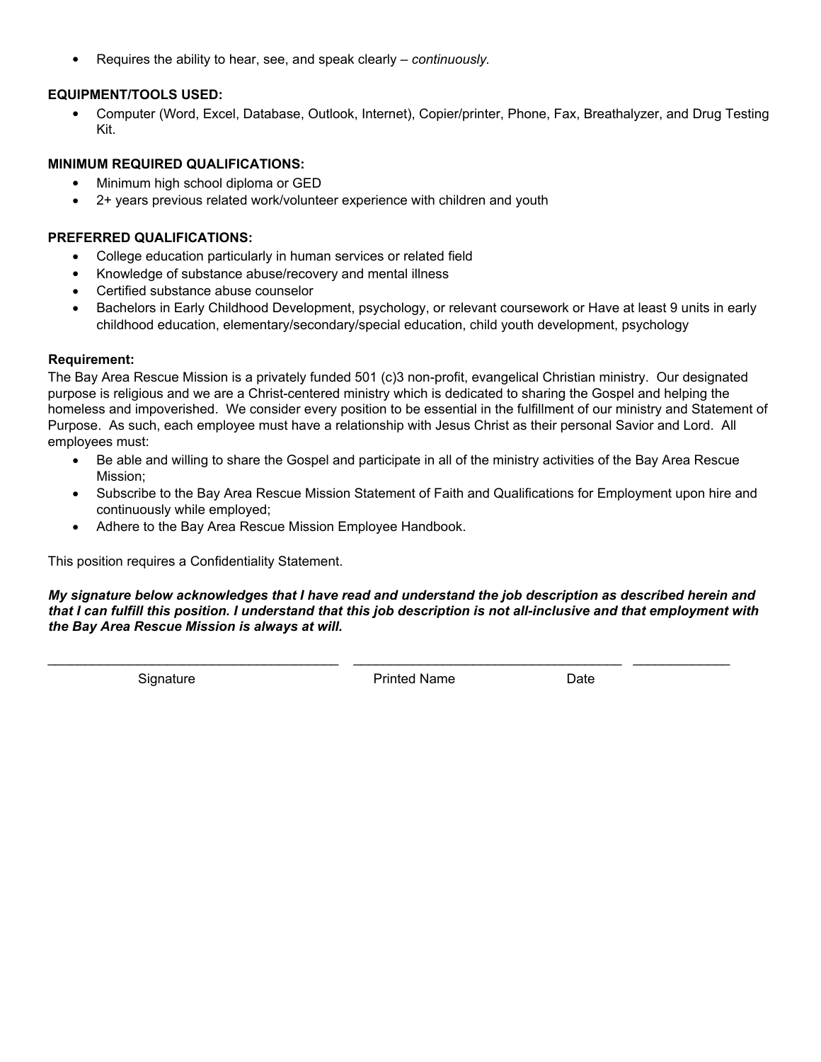- Requires the ability to hear, see, and speak clearly – *continuously*.

**EQUIPMENT/TOOLS USED:**

- Computer (Word, Excel, Database, Outlook, Internet), Copier/printer, Phone, Fax, Breathalyzer, and Drug Testing Kit.

**MINIMUM REQUIRED QUALIFICATIONS:**

- Minimum high school diploma or GED
- 2+ years previous related work/volunteer experience with children and youth

**PREFERRED QUALIFICATIONS:**

- College education particularly in human services or related field
- Knowledge of substance abuse/recovery and mental illness
- Certified substance abuse counselor
- Bachelors in Early Childhood Development, psychology, or relevant coursework or Have at least 9 units in early childhood education, elementary/secondary/special education, child youth development, psychology

**Requirement:**

The Bay Area Rescue Mission is a privately funded 501 (c)3 non-profit, evangelical Christian ministry. Our designated purpose is religious and we are a Christ-centered ministry which is dedicated to sharing the Gospel and helping the homeless and impoverished. We consider every position to be essential in the fulfillment of our ministry and Statement of Purpose. As such, each employee must have a relationship with Jesus Christ as their personal Savior and Lord. All employees must:

- Be able and willing to share the Gospel and participate in all of the ministry activities of the Bay Area Rescue Mission;
- Subscribe to the Bay Area Rescue Mission Statement of Faith and Qualifications for Employment upon hire and continuously while employed;
- Adhere to the Bay Area Rescue Mission Employee Handbook.

This position requires a Confidentiality Statement.

***My signature below acknowledges that I have read and understand the job description as described herein and that I can fulfill this position. I understand that this job description is not all-inclusive and that employment with the Bay Area Rescue Mission is always at will.***

\_\_\_\_\_\_\_\_\_\_\_\_\_\_\_\_\_\_\_\_\_\_\_\_\_\_\_\_\_\_\_\_\_\_\_\_\_\_\_\_ \_\_\_\_\_\_\_\_\_\_\_\_\_\_\_\_\_\_\_\_\_\_\_\_\_\_\_\_\_\_\_\_\_\_\_\_\_\_\_ \_\_\_\_\_\_\_\_\_\_\_\_\_\_

Signature Printed Name Date